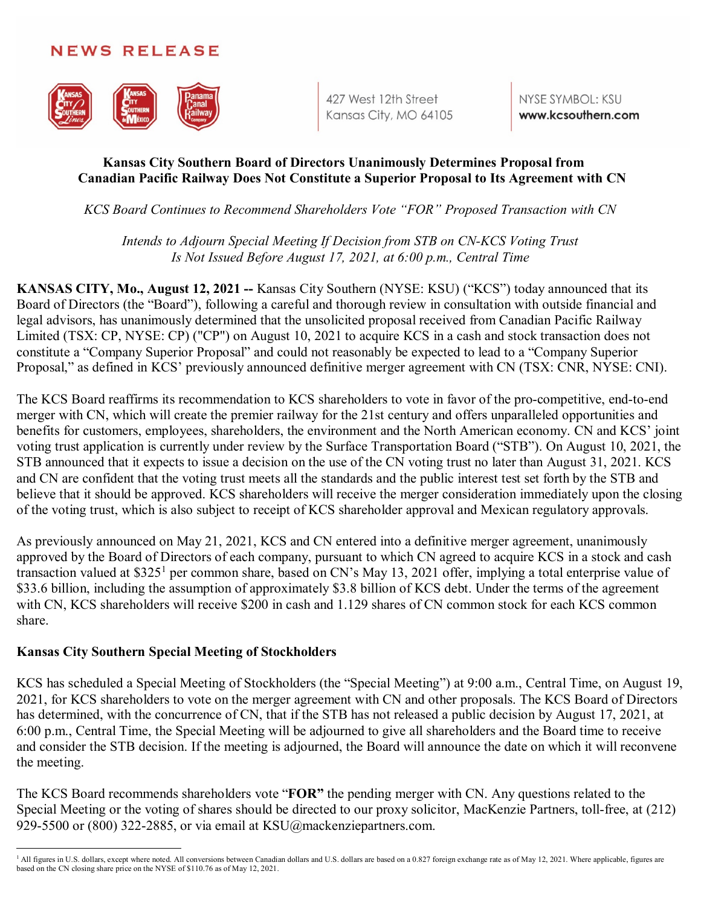NEWS RELEASE

427 West 12th Street
Kansas City, MO 64105

NYSE SYMBOL: KSU
**www.kcsouthern.com**

## Kansas City Southern Board of Directors Unanimously Determines Proposal from Canadian Pacific Railway Does Not Constitute a Superior Proposal to Its Agreement with CN

*KCS Board Continues to Recommend Shareholders Vote "FOR" Proposed Transaction with CN*

*Intends to Adjourn Special Meeting If Decision from STB on CN-KCS Voting Trust Is Not Issued Before August 17, 2021, at 6:00 p.m., Central Time*

**KANSAS CITY, Mo., August 12, 2021 --** Kansas City Southern (NYSE: KSU) ("KCS") today announced that its Board of Directors (the "Board"), following a careful and thorough review in consultation with outside financial and legal advisors, has unanimously determined that the unsolicited proposal received from Canadian Pacific Railway Limited (TSX: CP, NYSE: CP) ("CP") on August 10, 2021 to acquire KCS in a cash and stock transaction does not constitute a "Company Superior Proposal" and could not reasonably be expected to lead to a "Company Superior Proposal," as defined in KCS' previously announced definitive merger agreement with CN (TSX: CNR, NYSE: CNI).

The KCS Board reaffirms its recommendation to KCS shareholders to vote in favor of the pro-competitive, end-to-end merger with CN, which will create the premier railway for the 21st century and offers unparalleled opportunities and benefits for customers, employees, shareholders, the environment and the North American economy. CN and KCS' joint voting trust application is currently under review by the Surface Transportation Board ("STB"). On August 10, 2021, the STB announced that it expects to issue a decision on the use of the CN voting trust no later than August 31, 2021. KCS and CN are confident that the voting trust meets all the standards and the public interest test set forth by the STB and believe that it should be approved. KCS shareholders will receive the merger consideration immediately upon the closing of the voting trust, which is also subject to receipt of KCS shareholder approval and Mexican regulatory approvals.

As previously announced on May 21, 2021, KCS and CN entered into a definitive merger agreement, unanimously approved by the Board of Directors of each company, pursuant to which CN agreed to acquire KCS in a stock and cash transaction valued at $325[1] per common share, based on CN's May 13, 2021 offer, implying a total enterprise value of $33.6 billion, including the assumption of approximately $3.8 billion of KCS debt. Under the terms of the agreement with CN, KCS shareholders will receive $200 in cash and 1.129 shares of CN common stock for each KCS common share.

### Kansas City Southern Special Meeting of Stockholders

KCS has scheduled a Special Meeting of Stockholders (the "Special Meeting") at 9:00 a.m., Central Time, on August 19, 2021, for KCS shareholders to vote on the merger agreement with CN and other proposals. The KCS Board of Directors has determined, with the concurrence of CN, that if the STB has not released a public decision by August 17, 2021, at 6:00 p.m., Central Time, the Special Meeting will be adjourned to give all shareholders and the Board time to receive and consider the STB decision. If the meeting is adjourned, the Board will announce the date on which it will reconvene the meeting.

The KCS Board recommends shareholders vote "**FOR"** the pending merger with CN. Any questions related to the Special Meeting or the voting of shares should be directed to our proxy solicitor, MacKenzie Partners, toll-free, at (212) 929-5500 or (800) 322-2885, or via email at KSU@mackenziepartners.com.

---

[1] All figures in U.S. dollars, except where noted. All conversions between Canadian dollars and U.S. dollars are based on a 0.827 foreign exchange rate as of May 12, 2021. Where applicable, figures are based on the CN closing share price on the NYSE of $110.76 as of May 12, 2021.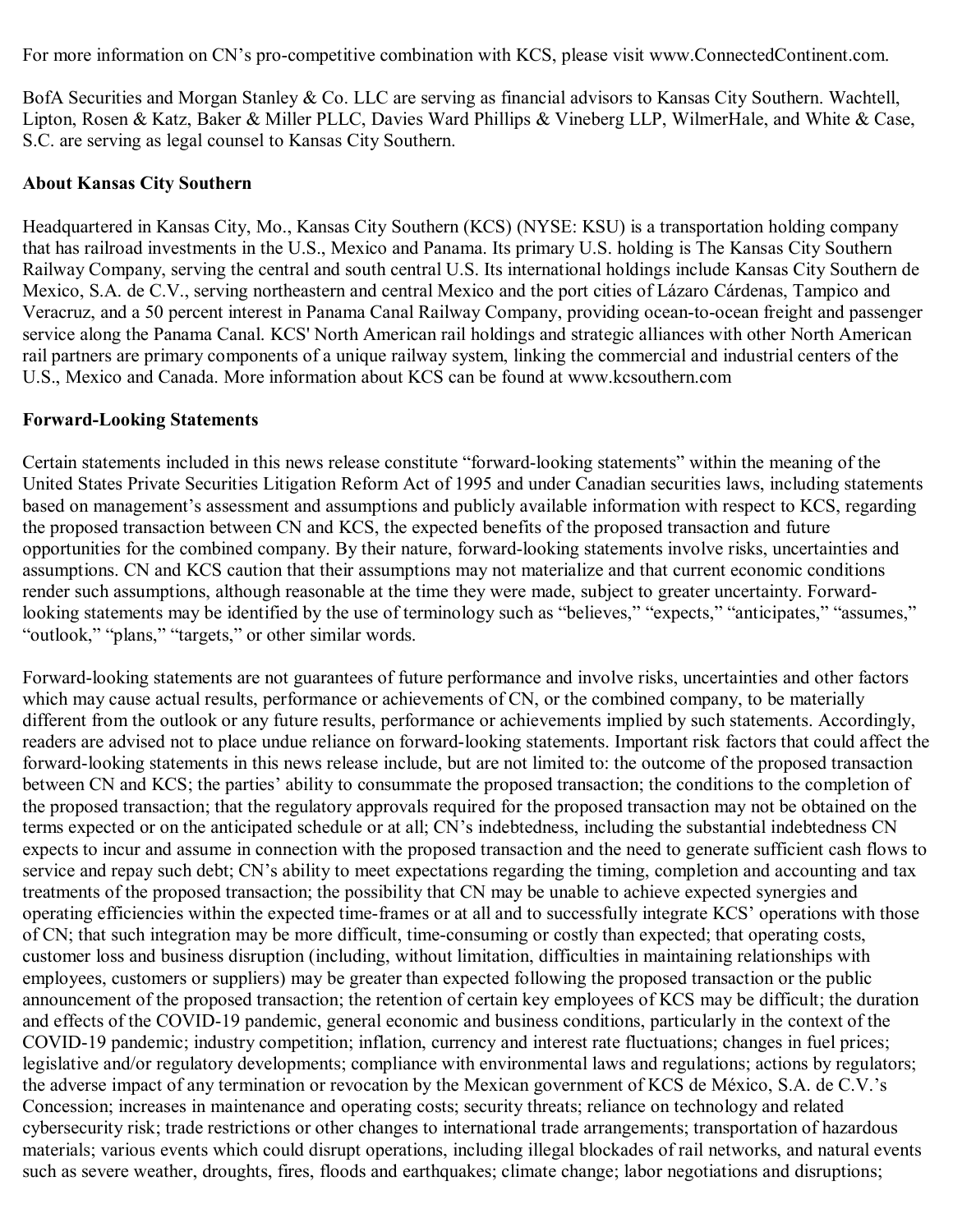For more information on CN's pro-competitive combination with KCS, please visit www.ConnectedContinent.com.

BofA Securities and Morgan Stanley & Co. LLC are serving as financial advisors to Kansas City Southern. Wachtell, Lipton, Rosen & Katz, Baker & Miller PLLC, Davies Ward Phillips & Vineberg LLP, WilmerHale, and White & Case, S.C. are serving as legal counsel to Kansas City Southern.

**About Kansas City Southern**

Headquartered in Kansas City, Mo., Kansas City Southern (KCS) (NYSE: KSU) is a transportation holding company that has railroad investments in the U.S., Mexico and Panama. Its primary U.S. holding is The Kansas City Southern Railway Company, serving the central and south central U.S. Its international holdings include Kansas City Southern de Mexico, S.A. de C.V., serving northeastern and central Mexico and the port cities of Lázaro Cárdenas, Tampico and Veracruz, and a 50 percent interest in Panama Canal Railway Company, providing ocean-to-ocean freight and passenger service along the Panama Canal. KCS' North American rail holdings and strategic alliances with other North American rail partners are primary components of a unique railway system, linking the commercial and industrial centers of the U.S., Mexico and Canada. More information about KCS can be found at www.kcsouthern.com

**Forward-Looking Statements**

Certain statements included in this news release constitute "forward-looking statements" within the meaning of the United States Private Securities Litigation Reform Act of 1995 and under Canadian securities laws, including statements based on management's assessment and assumptions and publicly available information with respect to KCS, regarding the proposed transaction between CN and KCS, the expected benefits of the proposed transaction and future opportunities for the combined company. By their nature, forward-looking statements involve risks, uncertainties and assumptions. CN and KCS caution that their assumptions may not materialize and that current economic conditions render such assumptions, although reasonable at the time they were made, subject to greater uncertainty. Forward-looking statements may be identified by the use of terminology such as "believes," "expects," "anticipates," "assumes," "outlook," "plans," "targets," or other similar words.

Forward-looking statements are not guarantees of future performance and involve risks, uncertainties and other factors which may cause actual results, performance or achievements of CN, or the combined company, to be materially different from the outlook or any future results, performance or achievements implied by such statements. Accordingly, readers are advised not to place undue reliance on forward-looking statements. Important risk factors that could affect the forward-looking statements in this news release include, but are not limited to: the outcome of the proposed transaction between CN and KCS; the parties' ability to consummate the proposed transaction; the conditions to the completion of the proposed transaction; that the regulatory approvals required for the proposed transaction may not be obtained on the terms expected or on the anticipated schedule or at all; CN's indebtedness, including the substantial indebtedness CN expects to incur and assume in connection with the proposed transaction and the need to generate sufficient cash flows to service and repay such debt; CN's ability to meet expectations regarding the timing, completion and accounting and tax treatments of the proposed transaction; the possibility that CN may be unable to achieve expected synergies and operating efficiencies within the expected time-frames or at all and to successfully integrate KCS' operations with those of CN; that such integration may be more difficult, time-consuming or costly than expected; that operating costs, customer loss and business disruption (including, without limitation, difficulties in maintaining relationships with employees, customers or suppliers) may be greater than expected following the proposed transaction or the public announcement of the proposed transaction; the retention of certain key employees of KCS may be difficult; the duration and effects of the COVID-19 pandemic, general economic and business conditions, particularly in the context of the COVID-19 pandemic; industry competition; inflation, currency and interest rate fluctuations; changes in fuel prices; legislative and/or regulatory developments; compliance with environmental laws and regulations; actions by regulators; the adverse impact of any termination or revocation by the Mexican government of KCS de México, S.A. de C.V.'s Concession; increases in maintenance and operating costs; security threats; reliance on technology and related cybersecurity risk; trade restrictions or other changes to international trade arrangements; transportation of hazardous materials; various events which could disrupt operations, including illegal blockades of rail networks, and natural events such as severe weather, droughts, fires, floods and earthquakes; climate change; labor negotiations and disruptions;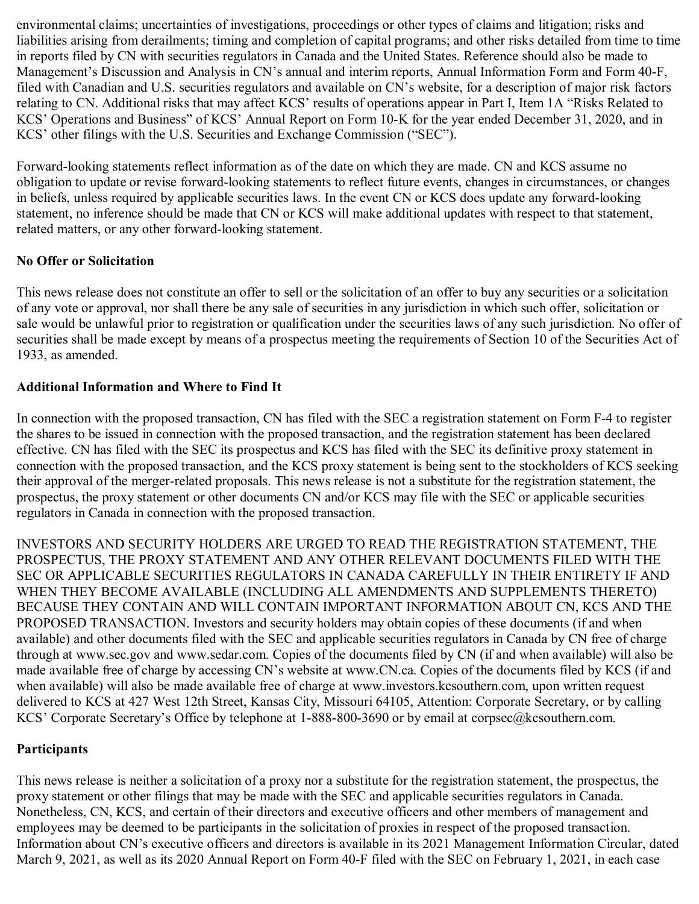environmental claims; uncertainties of investigations, proceedings or other types of claims and litigation; risks and liabilities arising from derailments; timing and completion of capital programs; and other risks detailed from time to time in reports filed by CN with securities regulators in Canada and the United States. Reference should also be made to Management's Discussion and Analysis in CN's annual and interim reports, Annual Information Form and Form 40-F, filed with Canadian and U.S. securities regulators and available on CN's website, for a description of major risk factors relating to CN. Additional risks that may affect KCS' results of operations appear in Part I, Item 1A "Risks Related to KCS' Operations and Business" of KCS' Annual Report on Form 10-K for the year ended December 31, 2020, and in KCS' other filings with the U.S. Securities and Exchange Commission ("SEC").

Forward-looking statements reflect information as of the date on which they are made. CN and KCS assume no obligation to update or revise forward-looking statements to reflect future events, changes in circumstances, or changes in beliefs, unless required by applicable securities laws. In the event CN or KCS does update any forward-looking statement, no inference should be made that CN or KCS will make additional updates with respect to that statement, related matters, or any other forward-looking statement.

**No Offer or Solicitation**

This news release does not constitute an offer to sell or the solicitation of an offer to buy any securities or a solicitation of any vote or approval, nor shall there be any sale of securities in any jurisdiction in which such offer, solicitation or sale would be unlawful prior to registration or qualification under the securities laws of any such jurisdiction. No offer of securities shall be made except by means of a prospectus meeting the requirements of Section 10 of the Securities Act of 1933, as amended.

**Additional Information and Where to Find It**

In connection with the proposed transaction, CN has filed with the SEC a registration statement on Form F-4 to register the shares to be issued in connection with the proposed transaction, and the registration statement has been declared effective. CN has filed with the SEC its prospectus and KCS has filed with the SEC its definitive proxy statement in connection with the proposed transaction, and the KCS proxy statement is being sent to the stockholders of KCS seeking their approval of the merger-related proposals. This news release is not a substitute for the registration statement, the prospectus, the proxy statement or other documents CN and/or KCS may file with the SEC or applicable securities regulators in Canada in connection with the proposed transaction.

INVESTORS AND SECURITY HOLDERS ARE URGED TO READ THE REGISTRATION STATEMENT, THE PROSPECTUS, THE PROXY STATEMENT AND ANY OTHER RELEVANT DOCUMENTS FILED WITH THE SEC OR APPLICABLE SECURITIES REGULATORS IN CANADA CAREFULLY IN THEIR ENTIRETY IF AND WHEN THEY BECOME AVAILABLE (INCLUDING ALL AMENDMENTS AND SUPPLEMENTS THERETO) BECAUSE THEY CONTAIN AND WILL CONTAIN IMPORTANT INFORMATION ABOUT CN, KCS AND THE PROPOSED TRANSACTION. Investors and security holders may obtain copies of these documents (if and when available) and other documents filed with the SEC and applicable securities regulators in Canada by CN free of charge through at www.sec.gov and www.sedar.com. Copies of the documents filed by CN (if and when available) will also be made available free of charge by accessing CN's website at www.CN.ca. Copies of the documents filed by KCS (if and when available) will also be made available free of charge at www.investors.kcsouthern.com, upon written request delivered to KCS at 427 West 12th Street, Kansas City, Missouri 64105, Attention: Corporate Secretary, or by calling KCS' Corporate Secretary's Office by telephone at 1-888-800-3690 or by email at corpsec@kcsouthern.com.

**Participants**

This news release is neither a solicitation of a proxy nor a substitute for the registration statement, the prospectus, the proxy statement or other filings that may be made with the SEC and applicable securities regulators in Canada. Nonetheless, CN, KCS, and certain of their directors and executive officers and other members of management and employees may be deemed to be participants in the solicitation of proxies in respect of the proposed transaction. Information about CN's executive officers and directors is available in its 2021 Management Information Circular, dated March 9, 2021, as well as its 2020 Annual Report on Form 40-F filed with the SEC on February 1, 2021, in each case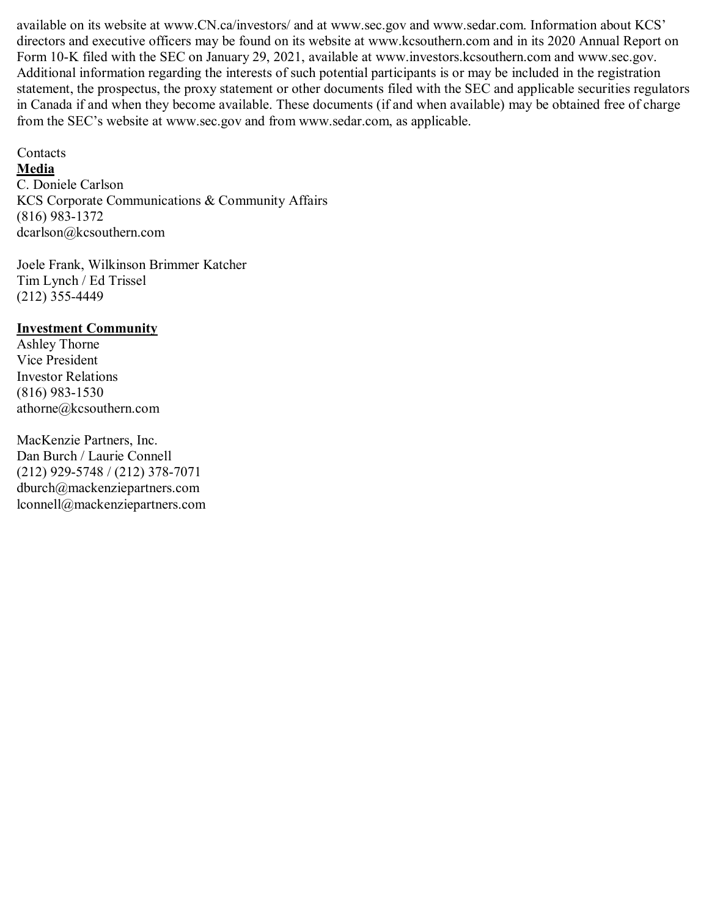available on its website at www.CN.ca/investors/ and at www.sec.gov and www.sedar.com. Information about KCS' directors and executive officers may be found on its website at www.kcsouthern.com and in its 2020 Annual Report on Form 10-K filed with the SEC on January 29, 2021, available at www.investors.kcsouthern.com and www.sec.gov. Additional information regarding the interests of such potential participants is or may be included in the registration statement, the prospectus, the proxy statement or other documents filed with the SEC and applicable securities regulators in Canada if and when they become available. These documents (if and when available) may be obtained free of charge from the SEC's website at www.sec.gov and from www.sedar.com, as applicable.

Contacts

**Media**

C. Doniele Carlson
KCS Corporate Communications & Community Affairs
(816) 983-1372
dcarlson@kcsouthern.com

Joele Frank, Wilkinson Brimmer Katcher
Tim Lynch / Ed Trissel
(212) 355-4449

**Investment Community**

Ashley Thorne
Vice President
Investor Relations
(816) 983-1530
athorne@kcsouthern.com

MacKenzie Partners, Inc.
Dan Burch / Laurie Connell
(212) 929-5748 / (212) 378-7071
dburch@mackenziepartners.com
lconnell@mackenziepartners.com